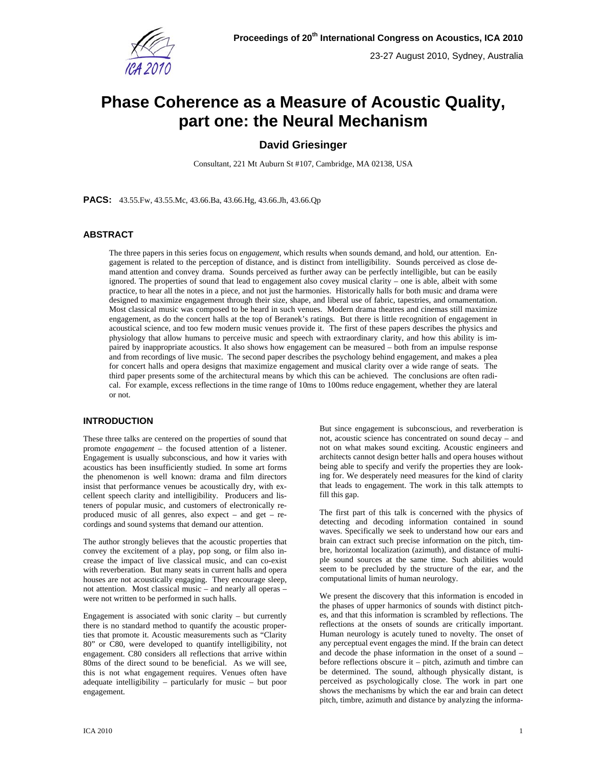# Phase Coherence as a Measure of Acoustic Quality, part one: the Neural Mechanism

**David Griesinger**

Consultant, 221 Mt Auburn St #107, Cambridge, MA 02138, USA

**PACS:** 43.55.Fw, 43.55.Mc, 43.66.Ba, 43.66.Hg, 43.66.Jh, 43.66.Qp

## ABSTRACT

The three papers in this series focus on *engagement*, which results when sounds demand, and hold, our attention. Engagement is related to the perception of distance, and is distinct from intelligibility. Sounds perceived as close demand attention and convey drama. Sounds perceived as further away can be perfectly intelligible, but can be easily ignored. The properties of sound that lead to engagement also covey musical clarity – one is able, albeit with some practice, to hear all the notes in a piece, and not just the harmonies. Historically halls for both music and drama were designed to maximize engagement through their size, shape, and liberal use of fabric, tapestries, and ornamentation. Most classical music was composed to be heard in such venues. Modern drama theatres and cinemas still maximize engagement, as do the concert halls at the top of Beranek's ratings. But there is little recognition of engagement in acoustical science, and too few modern music venues provide it. The first of these papers describes the physics and physiology that allow humans to perceive music and speech with extraordinary clarity, and how this ability is impaired by inappropriate acoustics. It also shows how engagement can be measured – both from an impulse response and from recordings of live music. The second paper describes the psychology behind engagement, and makes a plea for concert halls and opera designs that maximize engagement and musical clarity over a wide range of seats. The third paper presents some of the architectural means by which this can be achieved. The conclusions are often radical. For example, excess reflections in the time range of 10ms to 100ms reduce engagement, whether they are lateral or not.

## INTRODUCTION

These three talks are centered on the properties of sound that promote *engagement* – the focused attention of a listener. Engagement is usually subconscious, and how it varies with acoustics has been insufficiently studied. In some art forms the phenomenon is well known: drama and film directors insist that performance venues be acoustically dry, with excellent speech clarity and intelligibility. Producers and listeners of popular music, and customers of electronically reproduced music of all genres, also expect – and get – recordings and sound systems that demand our attention.

The author strongly believes that the acoustic properties that convey the excitement of a play, pop song, or film also increase the impact of live classical music, and can co-exist with reverberation. But many seats in current halls and opera houses are not acoustically engaging. They encourage sleep, not attention. Most classical music – and nearly all operas – were not written to be performed in such halls.

Engagement is associated with sonic clarity – but currently there is no standard method to quantify the acoustic properties that promote it. Acoustic measurements such as "Clarity 80" or C80, were developed to quantify intelligibility, not engagement. C80 considers all reflections that arrive within 80ms of the direct sound to be beneficial. As we will see, this is not what engagement requires. Venues often have adequate intelligibility – particularly for music – but poor engagement.

But since engagement is subconscious, and reverberation is not, acoustic science has concentrated on sound decay – and not on what makes sound exciting. Acoustic engineers and architects cannot design better halls and opera houses without being able to specify and verify the properties they are looking for. We desperately need measures for the kind of clarity that leads to engagement. The work in this talk attempts to fill this gap.

The first part of this talk is concerned with the physics of detecting and decoding information contained in sound waves. Specifically we seek to understand how our ears and brain can extract such precise information on the pitch, timbre, horizontal localization (azimuth), and distance of multiple sound sources at the same time. Such abilities would seem to be precluded by the structure of the ear, and the computational limits of human neurology.

We present the discovery that this information is encoded in the phases of upper harmonics of sounds with distinct pitches, and that this information is scrambled by reflections. The reflections at the onsets of sounds are critically important. Human neurology is acutely tuned to novelty. The onset of any perceptual event engages the mind. If the brain can detect and decode the phase information in the onset of a sound – before reflections obscure it – pitch, azimuth and timbre can be determined. The sound, although physically distant, is perceived as psychologically close. The work in part one shows the mechanisms by which the ear and brain can detect pitch, timbre, azimuth and distance by analyzing the informa-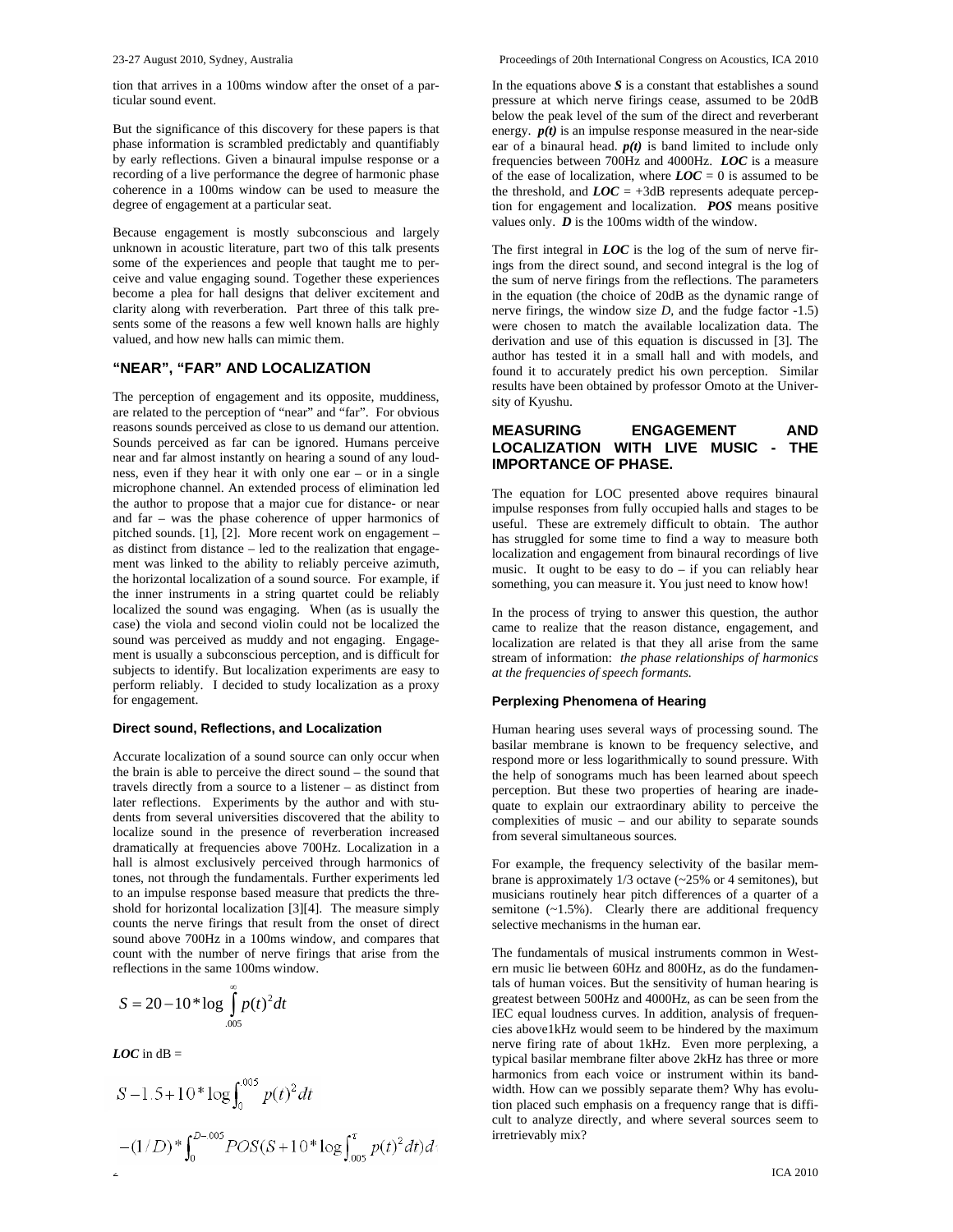tion that arrives in a 100ms window after the onset of a particular sound event.

But the significance of this discovery for these papers is that phase information is scrambled predictably and quantifiably by early reflections. Given a binaural impulse response or a recording of a live performance the degree of harmonic phase coherence in a 100ms window can be used to measure the degree of engagement at a particular seat.

Because engagement is mostly subconscious and largely unknown in acoustic literature, part two of this talk presents some of the experiences and people that taught me to perceive and value engaging sound. Together these experiences become a plea for hall designs that deliver excitement and clarity along with reverberation. Part three of this talk presents some of the reasons a few well known halls are highly valued, and how new halls can mimic them.

## "NEAR", "FAR" AND LOCALIZATION

The perception of engagement and its opposite, muddiness, are related to the perception of "near" and "far". For obvious reasons sounds perceived as close to us demand our attention. Sounds perceived as far can be ignored. Humans perceive near and far almost instantly on hearing a sound of any loudness, even if they hear it with only one ear – or in a single microphone channel. An extended process of elimination led the author to propose that a major cue for distance- or near and far – was the phase coherence of upper harmonics of pitched sounds. [1], [2]. More recent work on engagement – as distinct from distance – led to the realization that engagement was linked to the ability to reliably perceive azimuth, the horizontal localization of a sound source. For example, if the inner instruments in a string quartet could be reliably localized the sound was engaging. When (as is usually the case) the viola and second violin could not be localized the sound was perceived as muddy and not engaging. Engagement is usually a subconscious perception, and is difficult for subjects to identify. But localization experiments are easy to perform reliably. I decided to study localization as a proxy for engagement.

### Direct sound, Reflections, and Localization

Accurate localization of a sound source can only occur when the brain is able to perceive the direct sound – the sound that travels directly from a source to a listener – as distinct from later reflections. Experiments by the author and with students from several universities discovered that the ability to localize sound in the presence of reverberation increased dramatically at frequencies above 700Hz. Localization in a hall is almost exclusively perceived through harmonics of tones, not through the fundamentals. Further experiments led to an impulse response based measure that predicts the threshold for horizontal localization [3][4]. The measure simply counts the nerve firings that result from the onset of direct sound above 700Hz in a 100ms window, and compares that count with the number of nerve firings that arise from the reflections in the same 100ms window.

$$S = 20 - 10 * \log \int_{.005}^{\infty} p(t)^2 dt$$

***LOC*** in dB =

$$S - 1.5 + 10 * \log \int_{0}^{.005} p(t)^2 dt$$

$$-(1/D) * \int_{0}^{D-.005} POS(S + 10 * \log \int_{.005}^{\tau} p(t)^2 dt) d\tau$$

In the equations above ***S*** is a constant that establishes a sound pressure at which nerve firings cease, assumed to be 20dB below the peak level of the sum of the direct and reverberant energy. ***p(t)*** is an impulse response measured in the near-side ear of a binaural head. ***p(t)*** is band limited to include only frequencies between 700Hz and 4000Hz. ***LOC*** is a measure of the ease of localization, where ***LOC*** = 0 is assumed to be the threshold, and ***LOC*** = +3dB represents adequate perception for engagement and localization. ***POS*** means positive values only. ***D*** is the 100ms width of the window.

The first integral in ***LOC*** is the log of the sum of nerve firings from the direct sound, and second integral is the log of the sum of nerve firings from the reflections. The parameters in the equation (the choice of 20dB as the dynamic range of nerve firings, the window size *D*, and the fudge factor -1.5) were chosen to match the available localization data. The derivation and use of this equation is discussed in [3]. The author has tested it in a small hall and with models, and found it to accurately predict his own perception. Similar results have been obtained by professor Omoto at the University of Kyushu.

## MEASURING ENGAGEMENT AND LOCALIZATION WITH LIVE MUSIC - THE IMPORTANCE OF PHASE.

The equation for LOC presented above requires binaural impulse responses from fully occupied halls and stages to be useful. These are extremely difficult to obtain. The author has struggled for some time to find a way to measure both localization and engagement from binaural recordings of live music. It ought to be easy to do – if you can reliably hear something, you can measure it. You just need to know how!

In the process of trying to answer this question, the author came to realize that the reason distance, engagement, and localization are related is that they all arise from the same stream of information: *the phase relationships of harmonics at the frequencies of speech formants.*

### Perplexing Phenomena of Hearing

Human hearing uses several ways of processing sound. The basilar membrane is known to be frequency selective, and respond more or less logarithmically to sound pressure. With the help of sonograms much has been learned about speech perception. But these two properties of hearing are inadequate to explain our extraordinary ability to perceive the complexities of music – and our ability to separate sounds from several simultaneous sources.

For example, the frequency selectivity of the basilar membrane is approximately 1/3 octave (~25% or 4 semitones), but musicians routinely hear pitch differences of a quarter of a semitone (~1.5%). Clearly there are additional frequency selective mechanisms in the human ear.

The fundamentals of musical instruments common in Western music lie between 60Hz and 800Hz, as do the fundamentals of human voices. But the sensitivity of human hearing is greatest between 500Hz and 4000Hz, as can be seen from the IEC equal loudness curves. In addition, analysis of frequencies above1kHz would seem to be hindered by the maximum nerve firing rate of about 1kHz. Even more perplexing, a typical basilar membrane filter above 2kHz has three or more harmonics from each voice or instrument within its bandwidth. How can we possibly separate them? Why has evolution placed such emphasis on a frequency range that is difficult to analyze directly, and where several sources seem to irretrievably mix?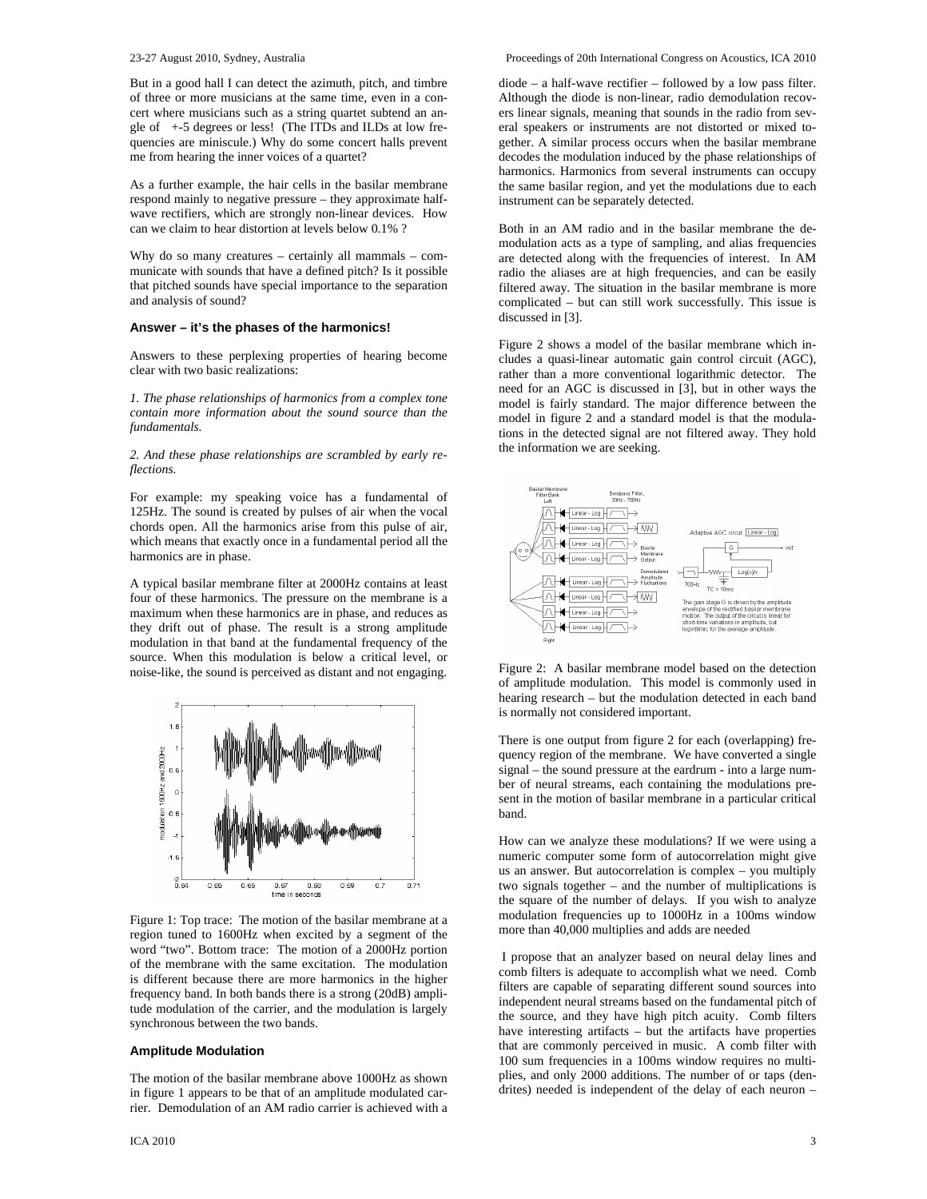But in a good hall I can detect the azimuth, pitch, and timbre of three or more musicians at the same time, even in a concert where musicians such as a string quartet subtend an angle of +-5 degrees or less! (The ITDs and ILDs at low frequencies are miniscule.) Why do some concert halls prevent me from hearing the inner voices of a quartet?

As a further example, the hair cells in the basilar membrane respond mainly to negative pressure – they approximate half-wave rectifiers, which are strongly non-linear devices. How can we claim to hear distortion at levels below 0.1% ?

Why do so many creatures – certainly all mammals – communicate with sounds that have a defined pitch? Is it possible that pitched sounds have special importance to the separation and analysis of sound?

### Answer – it's the phases of the harmonics!

Answers to these perplexing properties of hearing become clear with two basic realizations:

*1. The phase relationships of harmonics from a complex tone contain more information about the sound source than the fundamentals.*

*2. And these phase relationships are scrambled by early reflections.*

For example: my speaking voice has a fundamental of 125Hz. The sound is created by pulses of air when the vocal chords open. All the harmonics arise from this pulse of air, which means that exactly once in a fundamental period all the harmonics are in phase.

A typical basilar membrane filter at 2000Hz contains at least four of these harmonics. The pressure on the membrane is a maximum when these harmonics are in phase, and reduces as they drift out of phase. The result is a strong amplitude modulation in that band at the fundamental frequency of the source. When this modulation is below a critical level, or noise-like, the sound is perceived as distant and not engaging.

Figure 1: Top trace: The motion of the basilar membrane at a region tuned to 1600Hz when excited by a segment of the word "two". Bottom trace: The motion of a 2000Hz portion of the membrane with the same excitation. The modulation is different because there are more harmonics in the higher frequency band. In both bands there is a strong (20dB) amplitude modulation of the carrier, and the modulation is largely synchronous between the two bands.

### Amplitude Modulation

The motion of the basilar membrane above 1000Hz as shown in figure 1 appears to be that of an amplitude modulated carrier. Demodulation of an AM radio carrier is achieved with a diode – a half-wave rectifier – followed by a low pass filter. Although the diode is non-linear, radio demodulation recovers linear signals, meaning that sounds in the radio from several speakers or instruments are not distorted or mixed together. A similar process occurs when the basilar membrane decodes the modulation induced by the phase relationships of harmonics. Harmonics from several instruments can occupy the same basilar region, and yet the modulations due to each instrument can be separately detected.

Both in an AM radio and in the basilar membrane the demodulation acts as a type of sampling, and alias frequencies are detected along with the frequencies of interest. In AM radio the aliases are at high frequencies, and can be easily filtered away. The situation in the basilar membrane is more complicated – but can still work successfully. This issue is discussed in [3].

Figure 2 shows a model of the basilar membrane which includes a quasi-linear automatic gain control circuit (AGC), rather than a more conventional logarithmic detector. The need for an AGC is discussed in [3], but in other ways the model is fairly standard. The major difference between the model in figure 2 and a standard model is that the modulations in the detected signal are not filtered away. They hold the information we are seeking.

Figure 2: A basilar membrane model based on the detection of amplitude modulation. This model is commonly used in hearing research – but the modulation detected in each band is normally not considered important.

There is one output from figure 2 for each (overlapping) frequency region of the membrane. We have converted a single signal – the sound pressure at the eardrum - into a large number of neural streams, each containing the modulations present in the motion of basilar membrane in a particular critical band.

How can we analyze these modulations? If we were using a numeric computer some form of autocorrelation might give us an answer. But autocorrelation is complex – you multiply two signals together – and the number of multiplications is the square of the number of delays. If you wish to analyze modulation frequencies up to 1000Hz in a 100ms window more than 40,000 multiplies and adds are needed

I propose that an analyzer based on neural delay lines and comb filters is adequate to accomplish what we need. Comb filters are capable of separating different sound sources into independent neural streams based on the fundamental pitch of the source, and they have high pitch acuity. Comb filters have interesting artifacts – but the artifacts have properties that are commonly perceived in music. A comb filter with 100 sum frequencies in a 100ms window requires no multiplies, and only 2000 additions. The number of or taps (dendrites) needed is independent of the delay of each neuron –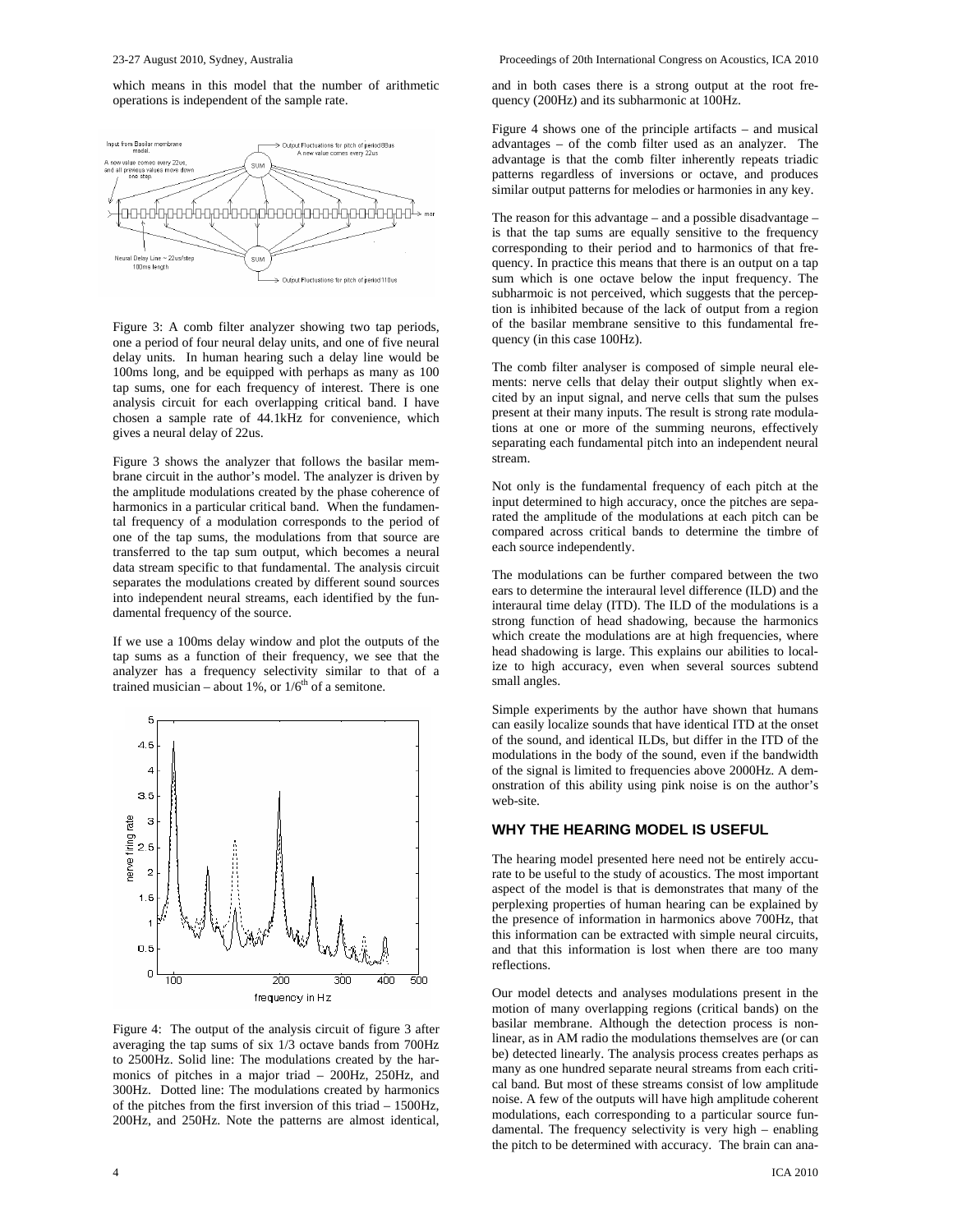which means in this model that the number of arithmetic operations is independent of the sample rate.

Figure 3: A comb filter analyzer showing two tap periods, one a period of four neural delay units, and one of five neural delay units. In human hearing such a delay line would be 100ms long, and be equipped with perhaps as many as 100 tap sums, one for each frequency of interest. There is one analysis circuit for each overlapping critical band. I have chosen a sample rate of 44.1kHz for convenience, which gives a neural delay of 22us.

Figure 3 shows the analyzer that follows the basilar membrane circuit in the author's model. The analyzer is driven by the amplitude modulations created by the phase coherence of harmonics in a particular critical band. When the fundamental frequency of a modulation corresponds to the period of one of the tap sums, the modulations from that source are transferred to the tap sum output, which becomes a neural data stream specific to that fundamental. The analysis circuit separates the modulations created by different sound sources into independent neural streams, each identified by the fundamental frequency of the source.

If we use a 100ms delay window and plot the outputs of the tap sums as a function of their frequency, we see that the analyzer has a frequency selectivity similar to that of a trained musician – about 1%, or 1/6[th] of a semitone.

Figure 4: The output of the analysis circuit of figure 3 after averaging the tap sums of six 1/3 octave bands from 700Hz to 2500Hz. Solid line: The modulations created by the harmonics of pitches in a major triad – 200Hz, 250Hz, and 300Hz. Dotted line: The modulations created by harmonics of the pitches from the first inversion of this triad – 1500Hz, 200Hz, and 250Hz. Note the patterns are almost identical, and in both cases there is a strong output at the root frequency (200Hz) and its subharmonic at 100Hz.

Figure 4 shows one of the principle artifacts – and musical advantages – of the comb filter used as an analyzer. The advantage is that the comb filter inherently repeats triadic patterns regardless of inversions or octave, and produces similar output patterns for melodies or harmonies in any key.

The reason for this advantage – and a possible disadvantage – is that the tap sums are equally sensitive to the frequency corresponding to their period and to harmonics of that frequency. In practice this means that there is an output on a tap sum which is one octave below the input frequency. The subharmoic is not perceived, which suggests that the perception is inhibited because of the lack of output from a region of the basilar membrane sensitive to this fundamental frequency (in this case 100Hz).

The comb filter analyser is composed of simple neural elements: nerve cells that delay their output slightly when excited by an input signal, and nerve cells that sum the pulses present at their many inputs. The result is strong rate modulations at one or more of the summing neurons, effectively separating each fundamental pitch into an independent neural stream.

Not only is the fundamental frequency of each pitch at the input determined to high accuracy, once the pitches are separated the amplitude of the modulations at each pitch can be compared across critical bands to determine the timbre of each source independently.

The modulations can be further compared between the two ears to determine the interaural level difference (ILD) and the interaural time delay (ITD). The ILD of the modulations is a strong function of head shadowing, because the harmonics which create the modulations are at high frequencies, where head shadowing is large. This explains our abilities to localize to high accuracy, even when several sources subtend small angles.

Simple experiments by the author have shown that humans can easily localize sounds that have identical ITD at the onset of the sound, and identical ILDs, but differ in the ITD of the modulations in the body of the sound, even if the bandwidth of the signal is limited to frequencies above 2000Hz. A demonstration of this ability using pink noise is on the author's web-site.

## WHY THE HEARING MODEL IS USEFUL

The hearing model presented here need not be entirely accurate to be useful to the study of acoustics. The most important aspect of the model is that is demonstrates that many of the perplexing properties of human hearing can be explained by the presence of information in harmonics above 700Hz, that this information can be extracted with simple neural circuits, and that this information is lost when there are too many reflections.

Our model detects and analyses modulations present in the motion of many overlapping regions (critical bands) on the basilar membrane. Although the detection process is nonlinear, as in AM radio the modulations themselves are (or can be) detected linearly. The analysis process creates perhaps as many as one hundred separate neural streams from each critical band. But most of these streams consist of low amplitude noise. A few of the outputs will have high amplitude coherent modulations, each corresponding to a particular source fundamental. The frequency selectivity is very high – enabling the pitch to be determined with accuracy. The brain can ana-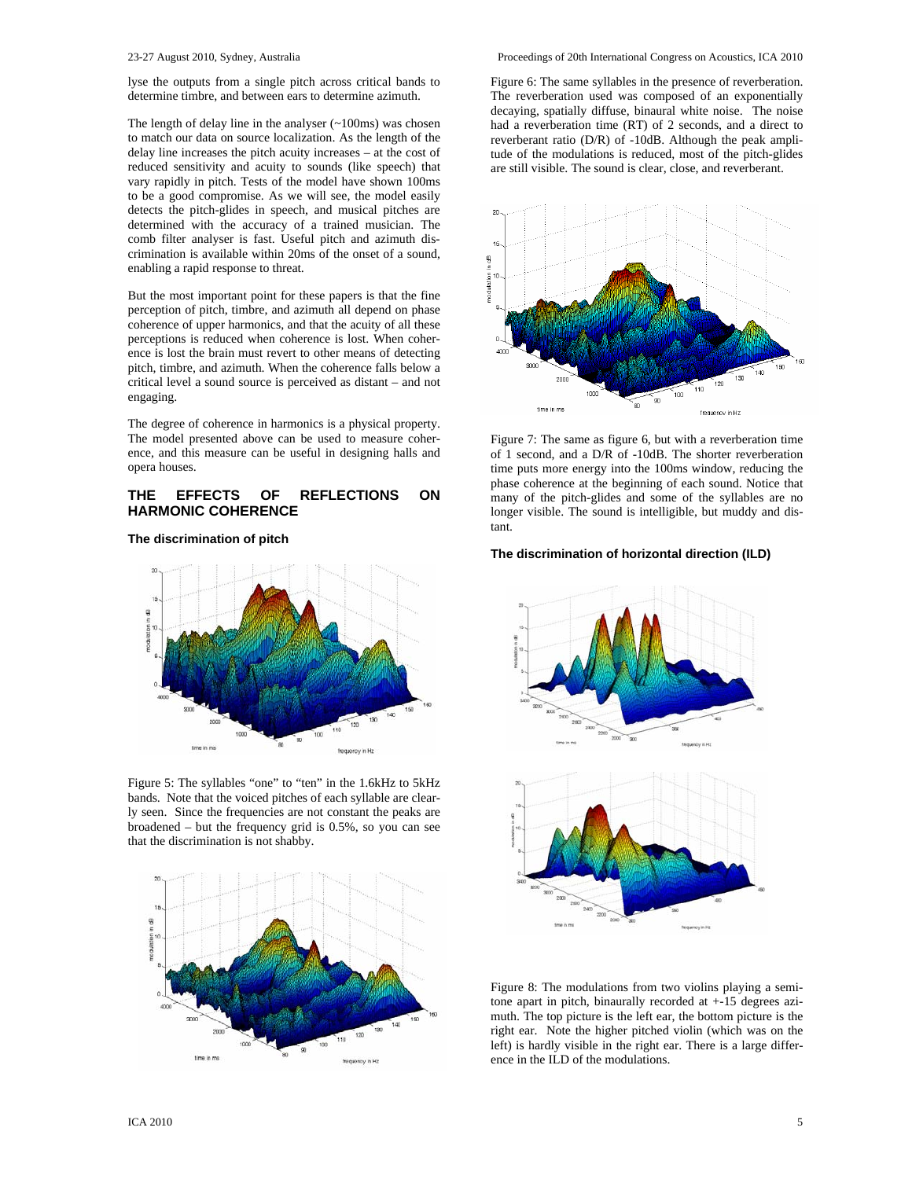lyse the outputs from a single pitch across critical bands to determine timbre, and between ears to determine azimuth.

The length of delay line in the analyser (~100ms) was chosen to match our data on source localization. As the length of the delay line increases the pitch acuity increases – at the cost of reduced sensitivity and acuity to sounds (like speech) that vary rapidly in pitch. Tests of the model have shown 100ms to be a good compromise. As we will see, the model easily detects the pitch-glides in speech, and musical pitches are determined with the accuracy of a trained musician. The comb filter analyser is fast. Useful pitch and azimuth discrimination is available within 20ms of the onset of a sound, enabling a rapid response to threat.

But the most important point for these papers is that the fine perception of pitch, timbre, and azimuth all depend on phase coherence of upper harmonics, and that the acuity of all these perceptions is reduced when coherence is lost. When coherence is lost the brain must revert to other means of detecting pitch, timbre, and azimuth. When the coherence falls below a critical level a sound source is perceived as distant – and not engaging.

The degree of coherence in harmonics is a physical property. The model presented above can be used to measure coherence, and this measure can be useful in designing halls and opera houses.

## THE EFFECTS OF REFLECTIONS ON HARMONIC COHERENCE

### The discrimination of pitch

Figure 5: The syllables "one" to "ten" in the 1.6kHz to 5kHz bands. Note that the voiced pitches of each syllable are clearly seen. Since the frequencies are not constant the peaks are broadened – but the frequency grid is 0.5%, so you can see that the discrimination is not shabby.

Figure 6: The same syllables in the presence of reverberation. The reverberation used was composed of an exponentially decaying, spatially diffuse, binaural white noise. The noise had a reverberation time (RT) of 2 seconds, and a direct to reverberant ratio (D/R) of -10dB. Although the peak amplitude of the modulations is reduced, most of the pitch-glides are still visible. The sound is clear, close, and reverberant.

Figure 7: The same as figure 6, but with a reverberation time of 1 second, and a D/R of -10dB. The shorter reverberation time puts more energy into the 100ms window, reducing the phase coherence at the beginning of each sound. Notice that many of the pitch-glides and some of the syllables are no longer visible. The sound is intelligible, but muddy and distant.

### The discrimination of horizontal direction (ILD)

Figure 8: The modulations from two violins playing a semitone apart in pitch, binaurally recorded at +-15 degrees azimuth. The top picture is the left ear, the bottom picture is the right ear. Note the higher pitched violin (which was on the left) is hardly visible in the right ear. There is a large difference in the ILD of the modulations.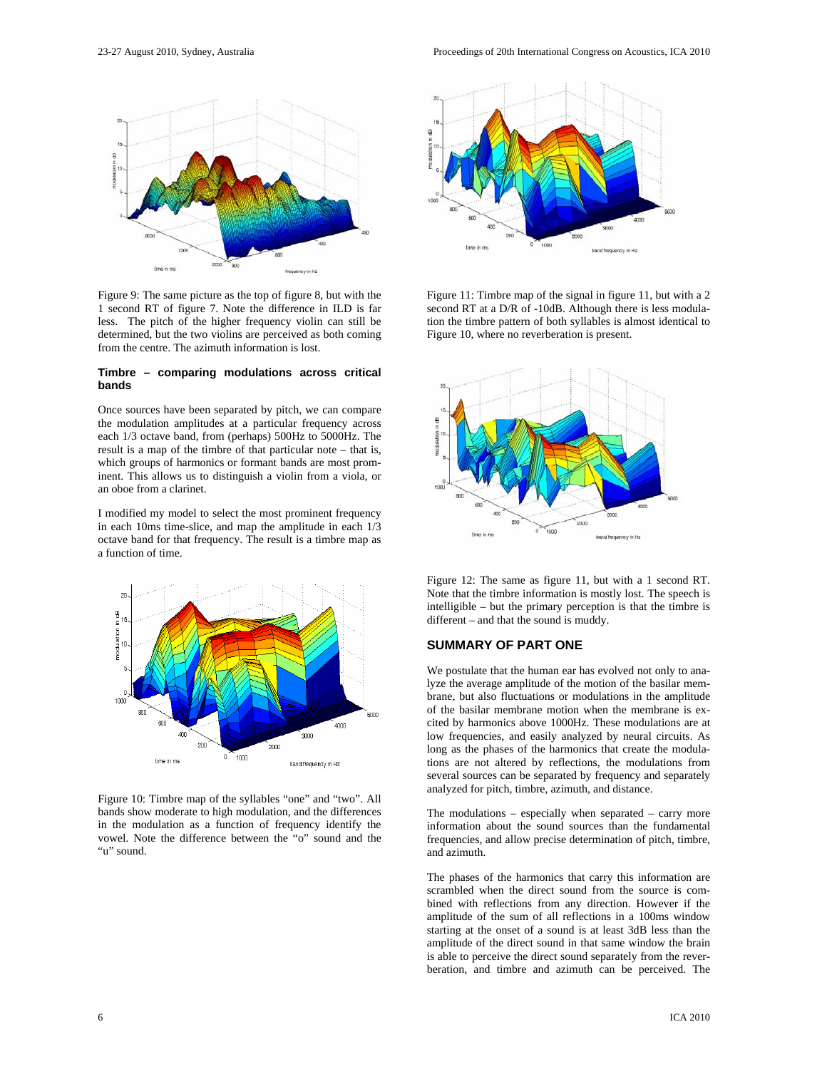Figure 9: The same picture as the top of figure 8, but with the 1 second RT of figure 7. Note the difference in ILD is far less. The pitch of the higher frequency violin can still be determined, but the two violins are perceived as both coming from the centre. The azimuth information is lost.

#### Timbre – comparing modulations across critical bands

Once sources have been separated by pitch, we can compare the modulation amplitudes at a particular frequency across each 1/3 octave band, from (perhaps) 500Hz to 5000Hz. The result is a map of the timbre of that particular note – that is, which groups of harmonics or formant bands are most prominent. This allows us to distinguish a violin from a viola, or an oboe from a clarinet.

I modified my model to select the most prominent frequency in each 10ms time-slice, and map the amplitude in each 1/3 octave band for that frequency. The result is a timbre map as a function of time.

Figure 10: Timbre map of the syllables "one" and "two". All bands show moderate to high modulation, and the differences in the modulation as a function of frequency identify the vowel. Note the difference between the "o" sound and the "u" sound.

Figure 11: Timbre map of the signal in figure 11, but with a 2 second RT at a D/R of -10dB. Although there is less modulation the timbre pattern of both syllables is almost identical to Figure 10, where no reverberation is present.

Figure 12: The same as figure 11, but with a 1 second RT. Note that the timbre information is mostly lost. The speech is intelligible – but the primary perception is that the timbre is different – and that the sound is muddy.

### SUMMARY OF PART ONE

We postulate that the human ear has evolved not only to analyze the average amplitude of the motion of the basilar membrane, but also fluctuations or modulations in the amplitude of the basilar membrane motion when the membrane is excited by harmonics above 1000Hz. These modulations are at low frequencies, and easily analyzed by neural circuits. As long as the phases of the harmonics that create the modulations are not altered by reflections, the modulations from several sources can be separated by frequency and separately analyzed for pitch, timbre, azimuth, and distance.

The modulations – especially when separated – carry more information about the sound sources than the fundamental frequencies, and allow precise determination of pitch, timbre, and azimuth.

The phases of the harmonics that carry this information are scrambled when the direct sound from the source is combined with reflections from any direction. However if the amplitude of the sum of all reflections in a 100ms window starting at the onset of a sound is at least 3dB less than the amplitude of the direct sound in that same window the brain is able to perceive the direct sound separately from the reverberation, and timbre and azimuth can be perceived. The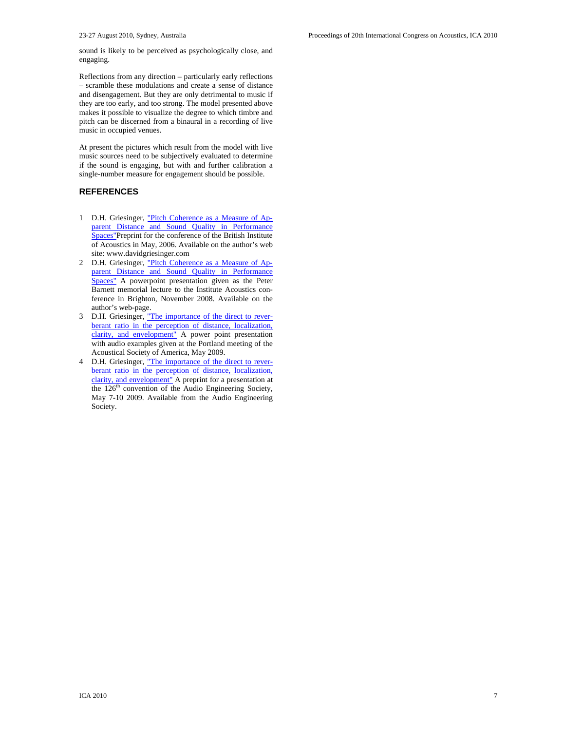sound is likely to be perceived as psychologically close, and engaging.

Reflections from any direction – particularly early reflections – scramble these modulations and create a sense of distance and disengagement. But they are only detrimental to music if they are too early, and too strong. The model presented above makes it possible to visualize the degree to which timbre and pitch can be discerned from a binaural in a recording of live music in occupied venues.

At present the pictures which result from the model with live music sources need to be subjectively evaluated to determine if the sound is engaging, but with and further calibration a single-number measure for engagement should be possible.

## REFERENCES

1. D.H. Griesinger, "Pitch Coherence as a Measure of Apparent Distance and Sound Quality in Performance Spaces"Preprint for the conference of the British Institute of Acoustics in May, 2006. Available on the author's web site: www.davidgriesinger.com
2. D.H. Griesinger, "Pitch Coherence as a Measure of Apparent Distance and Sound Quality in Performance Spaces" A powerpoint presentation given as the Peter Barnett memorial lecture to the Institute Acoustics conference in Brighton, November 2008. Available on the author's web-page.
3. D.H. Griesinger, "The importance of the direct to reverberant ratio in the perception of distance, localization, clarity, and envelopment" A power point presentation with audio examples given at the Portland meeting of the Acoustical Society of America, May 2009.
4. D.H. Griesinger, "The importance of the direct to reverberant ratio in the perception of distance, localization, clarity, and envelopment" A preprint for a presentation at the 126th convention of the Audio Engineering Society, May 7-10 2009. Available from the Audio Engineering Society.